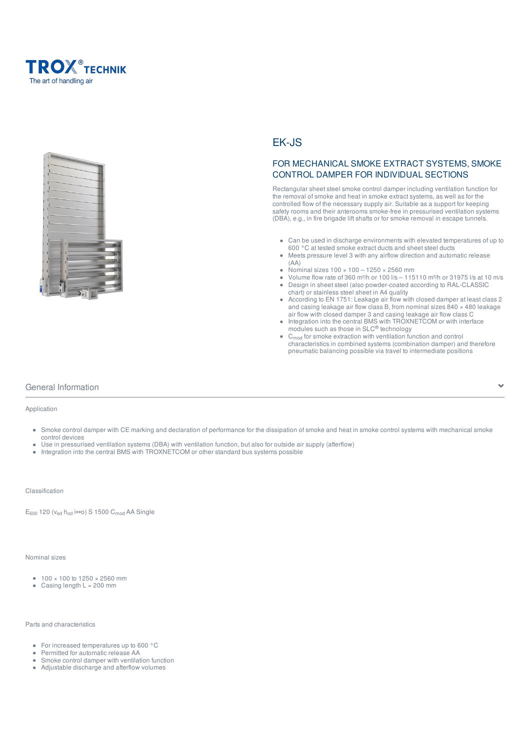TROX® TECHNIK
The art of handling air

# EK-JS

## FOR MECHANICAL SMOKE EXTRACT SYSTEMS, SMOKE CONTROL DAMPER FOR INDIVIDUAL SECTIONS

Rectangular sheet steel smoke control damper including ventilation function for the removal of smoke and heat in smoke extract systems, as well as for the controlled flow of the necessary supply air. Suitable as a support for keeping safety rooms and their anterooms smoke-free in pressurised ventilation systems (DBA), e.g., in fire brigade lift shafts or for smoke removal in escape tunnels.

- Can be used in discharge environments with elevated temperatures of up to 600 °C at tested smoke extract ducts and sheet steel ducts
- Meets pressure level 3 with any airflow direction and automatic release (AA)
- Nominal sizes 100 × 100 – 1250 × 2560 mm
- Volume flow rate of 360 m³/h or 100 l/s – 115110 m³/h or 31975 l/s at 10 m/s
- Design in sheet steel (also powder-coated according to RAL-CLASSIC chart) or stainless steel sheet in A4 quality
- According to EN 1751: Leakage air flow with closed damper at least class 2 and casing leakage air flow class B, from nominal sizes 840 × 480 leakage air flow with closed damper 3 and casing leakage air flow class C
- Integration into the central BMS with TROXNETCOM or with interface modules such as those in SLC® technology
- $C_{mod}$ for smoke extraction with ventilation function and control characteristics in combined systems (combination damper) and therefore pneumatic balancing possible via travel to intermediate positions

## General Information

### Application

- Smoke control damper with CE marking and declaration of performance for the dissipation of smoke and heat in smoke control systems with mechanical smoke control devices
- Use in pressurised ventilation systems (DBA) with ventilation function, but also for outside air supply (afterflow)
- Integration into the central BMS with TROXNETCOM or other standard bus systems possible

### Classification

$E_{600}$ 120 ($v_{ed}$ $h_{od}$ i↔o) S 1500 $C_{mod}$ AA Single

### Nominal sizes

- 100 × 100 to 1250 × 2560 mm
- Casing length L = 200 mm

### Parts and characteristics

- For increased temperatures up to 600 °C
- Permitted for automatic release AA
- Smoke control damper with ventilation function
- Adjustable discharge and afterflow volumes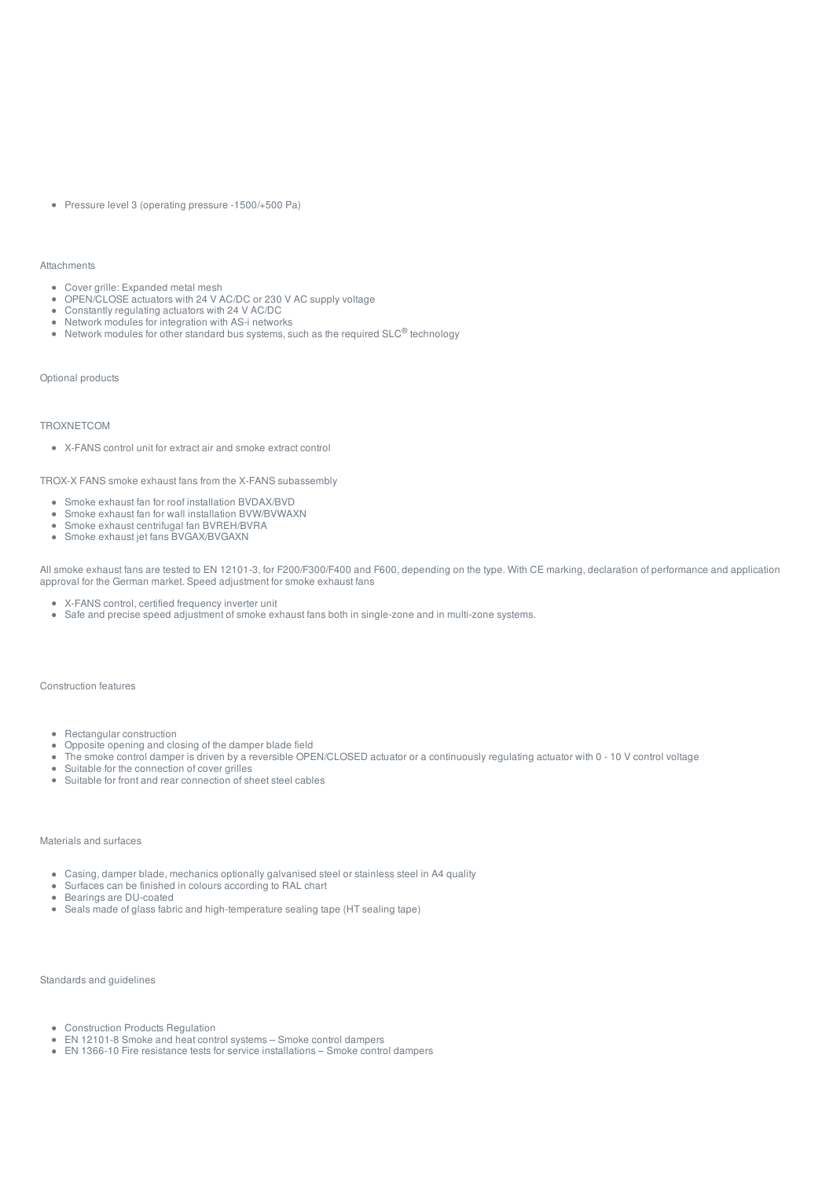- Pressure level 3 (operating pressure -1500/+500 Pa)

## Attachments

- Cover grille: Expanded metal mesh
- OPEN/CLOSE actuators with 24 V AC/DC or 230 V AC supply voltage
- Constantly regulating actuators with 24 V AC/DC
- Network modules for integration with AS-i networks
- Network modules for other standard bus systems, such as the required SLC® technology

## Optional products

### TROXNETCOM

- X-FANS control unit for extract air and smoke extract control

TROX-X FANS smoke exhaust fans from the X-FANS subassembly

- Smoke exhaust fan for roof installation BVDAX/BVD
- Smoke exhaust fan for wall installation BVW/BVWAXN
- Smoke exhaust centrifugal fan BVREH/BVRA
- Smoke exhaust jet fans BVGAX/BVGAXN

All smoke exhaust fans are tested to EN 12101-3, for F200/F300/F400 and F600, depending on the type. With CE marking, declaration of performance and application approval for the German market. Speed adjustment for smoke exhaust fans

- X-FANS control, certified frequency inverter unit
- Safe and precise speed adjustment of smoke exhaust fans both in single-zone and in multi-zone systems.

## Construction features

- Rectangular construction
- Opposite opening and closing of the damper blade field
- The smoke control damper is driven by a reversible OPEN/CLOSED actuator or a continuously regulating actuator with 0 - 10 V control voltage
- Suitable for the connection of cover grilles
- Suitable for front and rear connection of sheet steel cables

## Materials and surfaces

- Casing, damper blade, mechanics optionally galvanised steel or stainless steel in A4 quality
- Surfaces can be finished in colours according to RAL chart
- Bearings are DU-coated
- Seals made of glass fabric and high-temperature sealing tape (HT sealing tape)

## Standards and guidelines

- Construction Products Regulation
- EN 12101-8 Smoke and heat control systems – Smoke control dampers
- EN 1366-10 Fire resistance tests for service installations – Smoke control dampers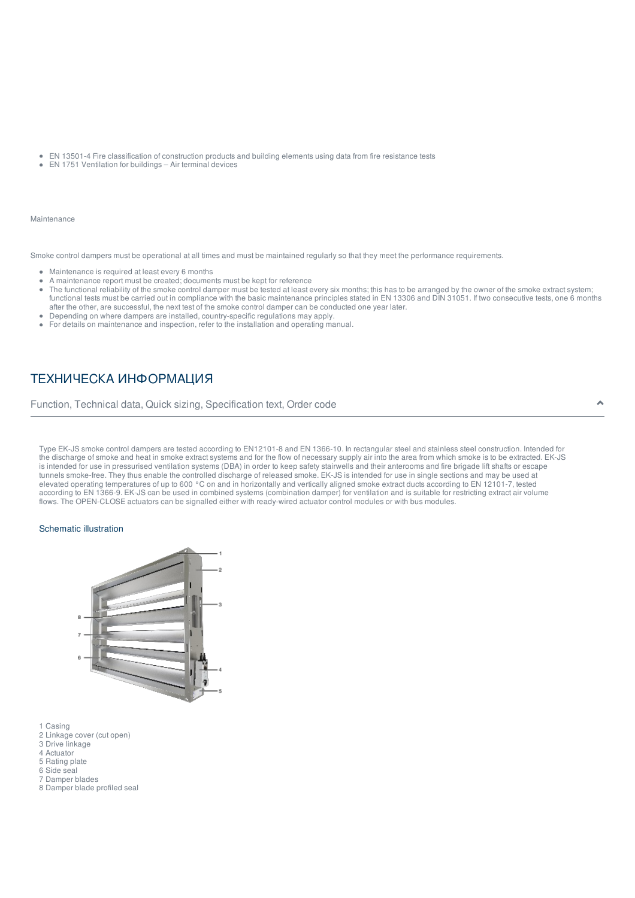- EN 13501-4 Fire classification of construction products and building elements using data from fire resistance tests
- EN 1751 Ventilation for buildings – Air terminal devices

Maintenance

Smoke control dampers must be operational at all times and must be maintained regularly so that they meet the performance requirements.

- Maintenance is required at least every 6 months
- A maintenance report must be created; documents must be kept for reference
- The functional reliability of the smoke control damper must be tested at least every six months; this has to be arranged by the owner of the smoke extract system; functional tests must be carried out in compliance with the basic maintenance principles stated in EN 13306 and DIN 31051. If two consecutive tests, one 6 months after the other, are successful, the next test of the smoke control damper can be conducted one year later.
- Depending on where dampers are installed, country-specific regulations may apply.
- For details on maintenance and inspection, refer to the installation and operating manual.

## ТЕХНИЧЕСКА ИНФОРМАЦИЯ

Function, Technical data, Quick sizing, Specification text, Order code

Type EK-JS smoke control dampers are tested according to EN12101-8 and EN 1366-10. In rectangular steel and stainless steel construction. Intended for the discharge of smoke and heat in smoke extract systems and for the flow of necessary supply air into the area from which smoke is to be extracted. EK-JS is intended for use in pressurised ventilation systems (DBA) in order to keep safety stairwells and their anterooms and fire brigade lift shafts or escape tunnels smoke-free. They thus enable the controlled discharge of released smoke. EK-JS is intended for use in single sections and may be used at elevated operating temperatures of up to 600 °C on and in horizontally and vertically aligned smoke extract ducts according to EN 12101-7, tested according to EN 1366-9. EK-JS can be used in combined systems (combination damper) for ventilation and is suitable for restricting extract air volume flows. The OPEN-CLOSE actuators can be signalled either with ready-wired actuator control modules or with bus modules.

### Schematic illustration

1 Casing
2 Linkage cover (cut open)
3 Drive linkage
4 Actuator
5 Rating plate
6 Side seal
7 Damper blades
8 Damper blade profiled seal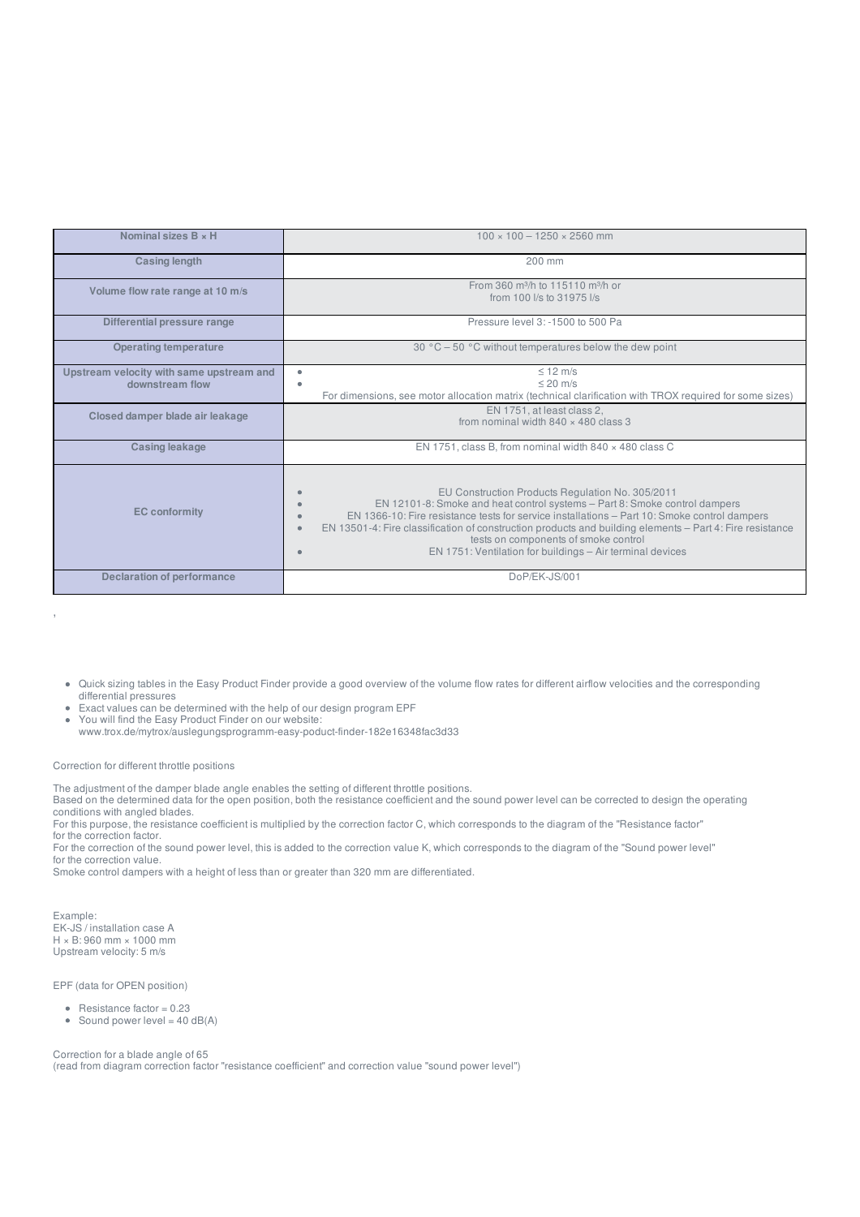| Nominal sizes B × H | 100 × 100 – 1250 × 2560 mm |
|---|---|
| Casing length | 200 mm |
| Volume flow rate range at 10 m/s | From 360 m³/h to 115110 m³/h or from 100 l/s to 31975 l/s |
| Differential pressure range | Pressure level 3: -1500 to 500 Pa |
| Operating temperature | 30 °C – 50 °C without temperatures below the dew point |
| Upstream velocity with same upstream and downstream flow | • ≤ 12 m/s<br>• ≤ 20 m/s<br>For dimensions, see motor allocation matrix (technical clarification with TROX required for some sizes) |
| Closed damper blade air leakage | EN 1751, at least class 2, from nominal width 840 × 480 class 3 |
| Casing leakage | EN 1751, class B, from nominal width 840 × 480 class C |
| EC conformity | • EU Construction Products Regulation No. 305/2011<br>• EN 12101-8: Smoke and heat control systems – Part 8: Smoke control dampers<br>• EN 1366-10: Fire resistance tests for service installations – Part 10: Smoke control dampers<br>• EN 13501-4: Fire classification of construction products and building elements – Part 4: Fire resistance tests on components of smoke control<br>• EN 1751: Ventilation for buildings – Air terminal devices |
| Declaration of performance | DoP/EK-JS/001 |

,

- Quick sizing tables in the Easy Product Finder provide a good overview of the volume flow rates for different airflow velocities and the corresponding differential pressures
- Exact values can be determined with the help of our design program EPF
- You will find the Easy Product Finder on our website: www.trox.de/mytrox/auslegungsprogramm-easy-poduct-finder-182e16348fac3d33

Correction for different throttle positions

The adjustment of the damper blade angle enables the setting of different throttle positions.
Based on the determined data for the open position, both the resistance coefficient and the sound power level can be corrected to design the operating conditions with angled blades.
For this purpose, the resistance coefficient is multiplied by the correction factor C, which corresponds to the diagram of the "Resistance factor" for the correction factor.
For the correction of the sound power level, this is added to the correction value K, which corresponds to the diagram of the "Sound power level" for the correction value.
Smoke control dampers with a height of less than or greater than 320 mm are differentiated.

Example:
EK-JS / installation case A
H × B: 960 mm × 1000 mm
Upstream velocity: 5 m/s

EPF (data for OPEN position)

- Resistance factor = 0.23
- Sound power level = 40 dB(A)

Correction for a blade angle of 65
(read from diagram correction factor "resistance coefficient" and correction value "sound power level")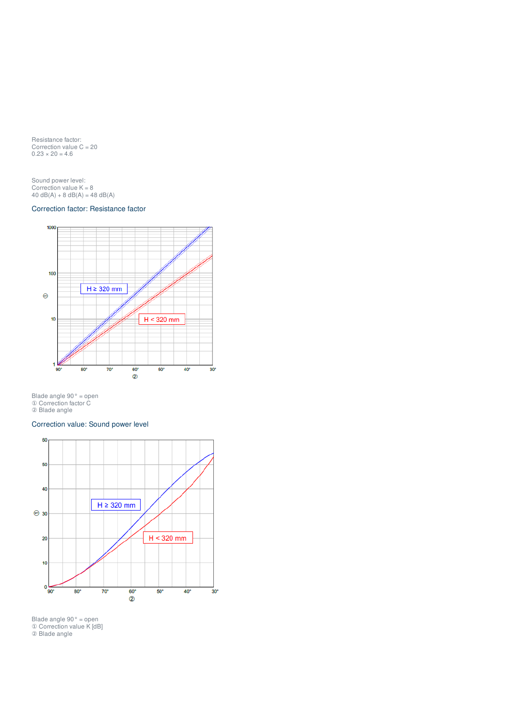Resistance factor:
Correction value C = 20
0.23 × 20 = 4.6

Sound power level:
Correction value K = 8
40 dB(A) + 8 dB(A) = 48 dB(A)

## Correction factor: Resistance factor

Blade angle 90 ° = open
① Correction factor C
② Blade angle

## Correction value: Sound power level

Blade angle 90 ° = open
① Correction value K [dB]
② Blade angle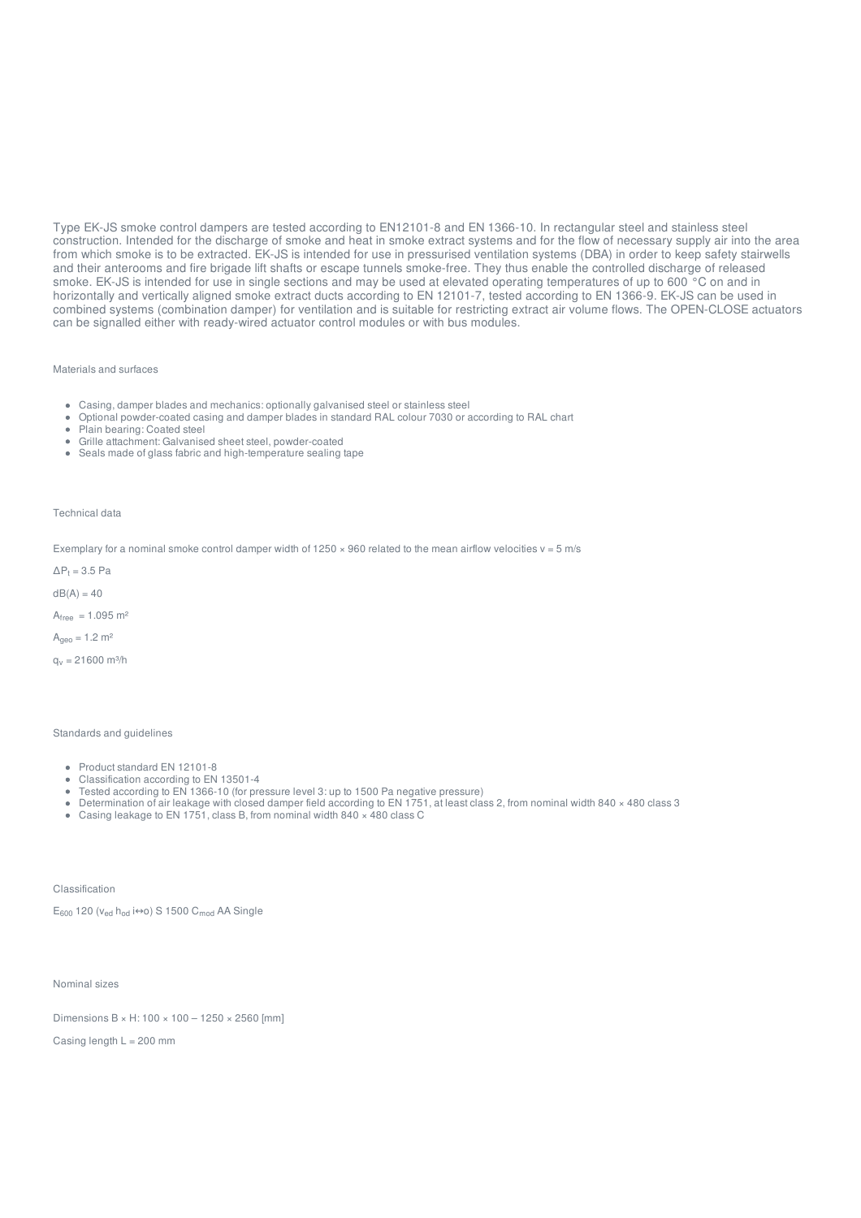Type EK-JS smoke control dampers are tested according to EN12101-8 and EN 1366-10. In rectangular steel and stainless steel construction. Intended for the discharge of smoke and heat in smoke extract systems and for the flow of necessary supply air into the area from which smoke is to be extracted. EK-JS is intended for use in pressurised ventilation systems (DBA) in order to keep safety stairwells and their anterooms and fire brigade lift shafts or escape tunnels smoke-free. They thus enable the controlled discharge of released smoke. EK-JS is intended for use in single sections and may be used at elevated operating temperatures of up to 600 °C on and in horizontally and vertically aligned smoke extract ducts according to EN 12101-7, tested according to EN 1366-9. EK-JS can be used in combined systems (combination damper) for ventilation and is suitable for restricting extract air volume flows. The OPEN-CLOSE actuators can be signalled either with ready-wired actuator control modules or with bus modules.

## Materials and surfaces

- Casing, damper blades and mechanics: optionally galvanised steel or stainless steel
- Optional powder-coated casing and damper blades in standard RAL colour 7030 or according to RAL chart
- Plain bearing: Coated steel
- Grille attachment: Galvanised sheet steel, powder-coated
- Seals made of glass fabric and high-temperature sealing tape

## Technical data

Exemplary for a nominal smoke control damper width of 1250 × 960 related to the mean airflow velocities v = 5 m/s

$\Delta P_t$ = 3.5 Pa

dB(A) = 40

$A_{free}$ = 1.095 m²

$A_{geo}$ = 1.2 m²

$q_v$ = 21600 m³/h

## Standards and guidelines

- Product standard EN 12101-8
- Classification according to EN 13501-4
- Tested according to EN 1366-10 (for pressure level 3: up to 1500 Pa negative pressure)
- Determination of air leakage with closed damper field according to EN 1751, at least class 2, from nominal width 840 × 480 class 3
- Casing leakage to EN 1751, class B, from nominal width 840 × 480 class C

## Classification

$E_{600}$ 120 ($v_{ed}$ $h_{od}$ i↔o) S 1500 $C_{mod}$ AA Single

## Nominal sizes

Dimensions B × H: 100 × 100 – 1250 × 2560 [mm]

Casing length L = 200 mm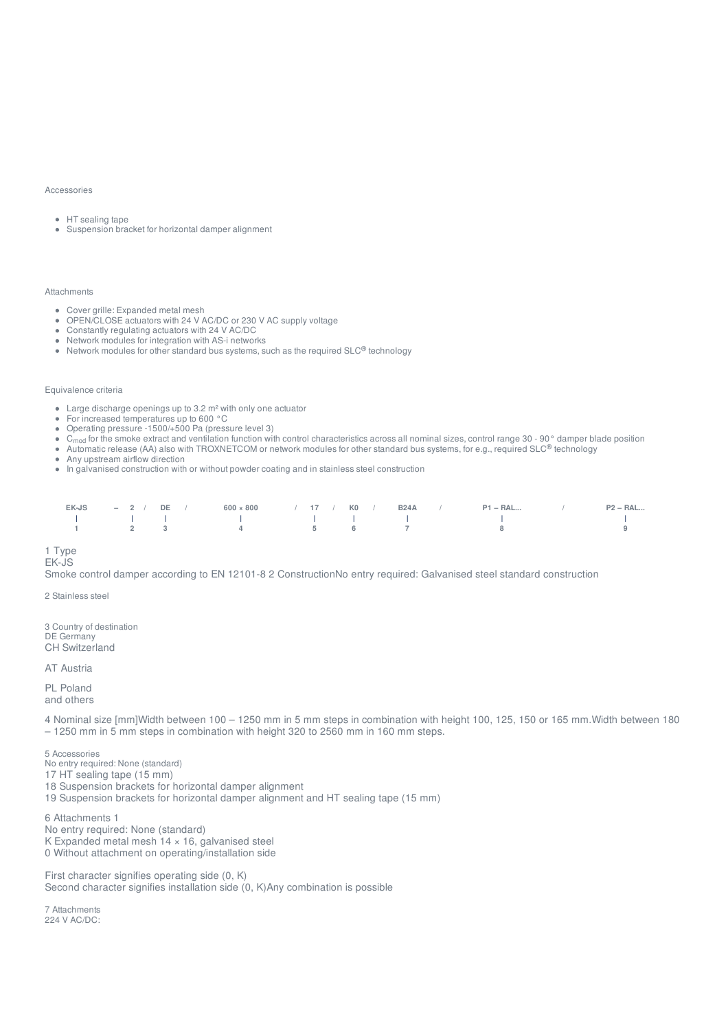Accessories

- HT sealing tape
- Suspension bracket for horizontal damper alignment

Attachments

- Cover grille: Expanded metal mesh
- OPEN/CLOSE actuators with 24 V AC/DC or 230 V AC supply voltage
- Constantly regulating actuators with 24 V AC/DC
- Network modules for integration with AS-i networks
- Network modules for other standard bus systems, such as the required SLC® technology

Equivalence criteria

- Large discharge openings up to 3.2 m² with only one actuator
- For increased temperatures up to 600 °C
- Operating pressure -1500/+500 Pa (pressure level 3)
- $C_{mod}$ for the smoke extract and ventilation function with control characteristics across all nominal sizes, control range 30 - 90° damper blade position
- Automatic release (AA) also with TROXNETCOM or network modules for other standard bus systems, for e.g., required SLC® technology
- Any upstream airflow direction
- In galvanised construction with or without powder coating and in stainless steel construction

| EK-JS | – 2 / | DE / | 600 × 800 / | 17 / | K0 / | B24A / | P1 – RAL... / | P2 – RAL... |
|---|---|---|---|---|---|---|---|---|
| 1 | 2 | 3 | 4 | 5 | 6 | 7 | 8 | 9 |

1 Type
EK-JS
Smoke control damper according to EN 12101-8 2 ConstructionNo entry required: Galvanised steel standard construction

2 Stainless steel

3 Country of destination
DE Germany
CH Switzerland

AT Austria

PL Poland
and others

4 Nominal size [mm]Width between 100 – 1250 mm in 5 mm steps in combination with height 100, 125, 150 or 165 mm.Width between 180 – 1250 mm in 5 mm steps in combination with height 320 to 2560 mm in 160 mm steps.

5 Accessories
No entry required: None (standard)
17 HT sealing tape (15 mm)
18 Suspension brackets for horizontal damper alignment
19 Suspension brackets for horizontal damper alignment and HT sealing tape (15 mm)

6 Attachments 1
No entry required: None (standard)
K Expanded metal mesh 14 × 16, galvanised steel
0 Without attachment on operating/installation side

First character signifies operating side (0, K)
Second character signifies installation side (0, K)Any combination is possible

7 Attachments
224 V AC/DC: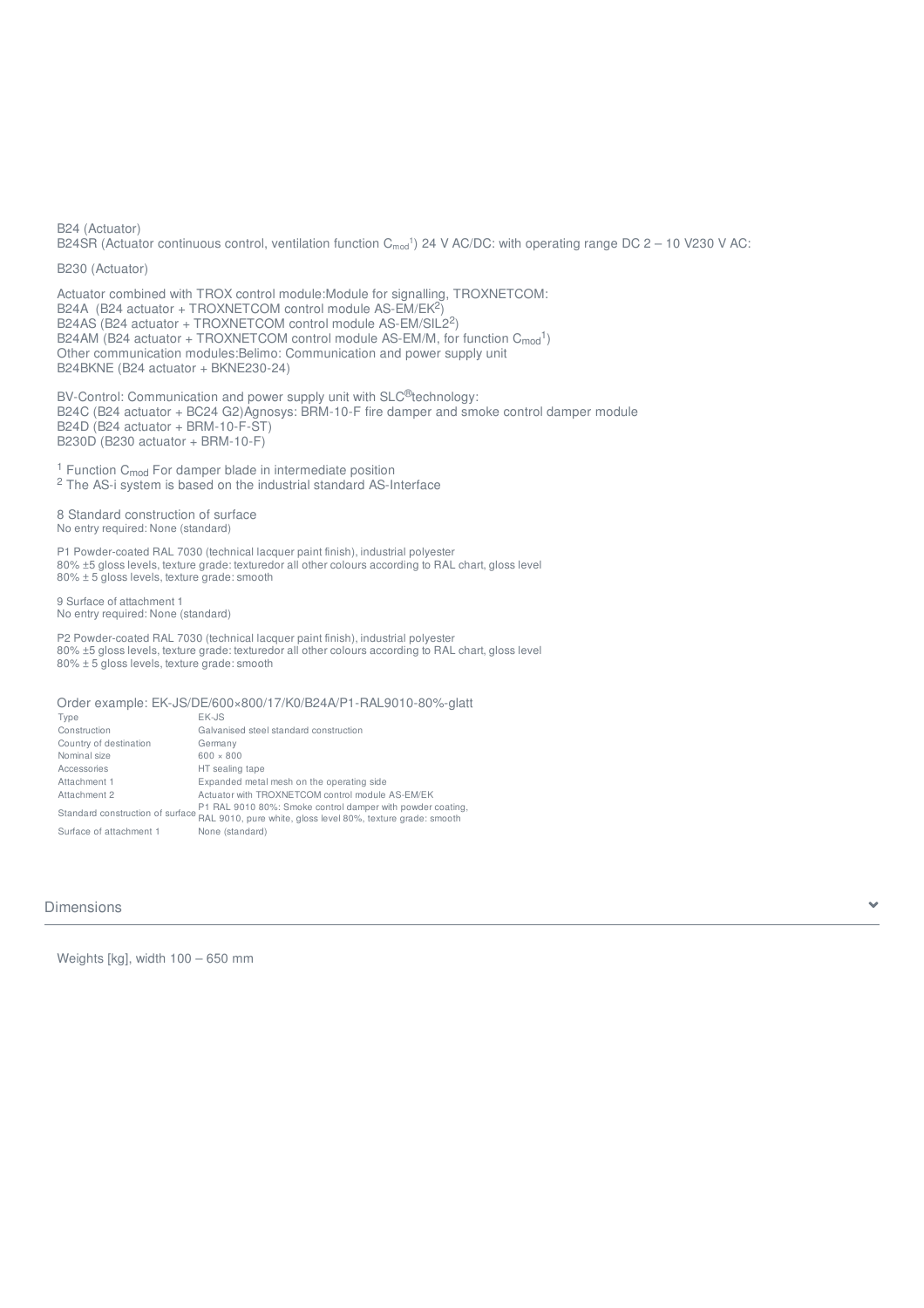B24 (Actuator)

B24SR (Actuator continuous control, ventilation function $C_{mod}$[1]) 24 V AC/DC: with operating range DC 2 – 10 V230 V AC:

B230 (Actuator)

Actuator combined with TROX control module:Module for signalling, TROXNETCOM:
B24A (B24 actuator + TROXNETCOM control module AS-EM/EK[2])
B24AS (B24 actuator + TROXNETCOM control module AS-EM/SIL2[2])
B24AM (B24 actuator + TROXNETCOM control module AS-EM/M, for function $C_{mod}$[1])
Other communication modules:Belimo: Communication and power supply unit
B24BKNE (B24 actuator + BKNE230-24)

BV-Control: Communication and power supply unit with SLC®technology:
B24C (B24 actuator + BC24 G2)Agnosys: BRM-10-F fire damper and smoke control damper module
B24D (B24 actuator + BRM-10-F-ST)
B230D (B230 actuator + BRM-10-F)

[1] Function $C_{mod}$ For damper blade in intermediate position
[2] The AS-i system is based on the industrial standard AS-Interface

8 Standard construction of surface
No entry required: None (standard)

P1 Powder-coated RAL 7030 (technical lacquer paint finish), industrial polyester
80% ±5 gloss levels, texture grade: texturedor all other colours according to RAL chart, gloss level
80% ± 5 gloss levels, texture grade: smooth

9 Surface of attachment 1
No entry required: None (standard)

P2 Powder-coated RAL 7030 (technical lacquer paint finish), industrial polyester
80% ±5 gloss levels, texture grade: texturedor all other colours according to RAL chart, gloss level
80% ± 5 gloss levels, texture grade: smooth

Order example: EK-JS/DE/600×800/17/K0/B24A/P1-RAL9010-80%-glatt

| | |
|---|---|
| Type | EK-JS |
| Construction | Galvanised steel standard construction |
| Country of destination | Germany |
| Nominal size | 600 × 800 |
| Accessories | HT sealing tape |
| Attachment 1 | Expanded metal mesh on the operating side |
| Attachment 2 | Actuator with TROXNETCOM control module AS-EM/EK |
| Standard construction of surface | P1 RAL 9010 80%: Smoke control damper with powder coating, RAL 9010, pure white, gloss level 80%, texture grade: smooth |
| Surface of attachment 1 | None (standard) |

## Dimensions

Weights [kg], width 100 – 650 mm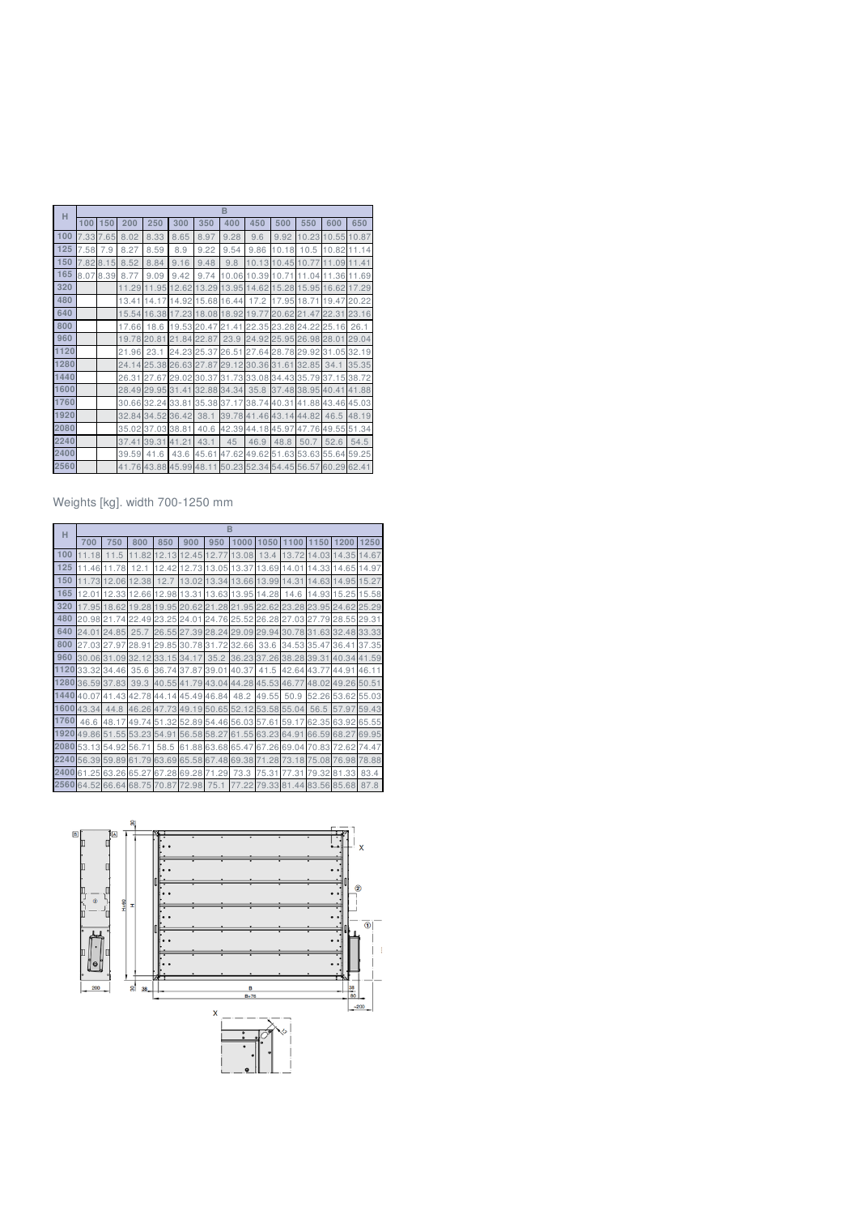| H | B | | | | | | | | | | | |
|---|---|---|---|---|---|---|---|---|---|---|---|---|
| | 100 | 150 | 200 | 250 | 300 | 350 | 400 | 450 | 500 | 550 | 600 | 650 |
| 100 | 7.33 | 7.65 | 8.02 | 8.33 | 8.65 | 8.97 | 9.28 | 9.6 | 9.92 | 10.23 | 10.55 | 10.87 |
| 125 | 7.58 | 7.9 | 8.27 | 8.59 | 8.9 | 9.22 | 9.54 | 9.86 | 10.18 | 10.5 | 10.82 | 11.14 |
| 150 | 7.82 | 8.15 | 8.52 | 8.84 | 9.16 | 9.48 | 9.8 | 10.13 | 10.45 | 10.77 | 11.09 | 11.41 |
| 165 | 8.07 | 8.39 | 8.77 | 9.09 | 9.42 | 9.74 | 10.06 | 10.39 | 10.71 | 11.04 | 11.36 | 11.69 |
| 320 | | | 11.29 | 11.95 | 12.62 | 13.29 | 13.95 | 14.62 | 15.28 | 15.95 | 16.62 | 17.29 |
| 480 | | | 13.41 | 14.17 | 14.92 | 15.68 | 16.44 | 17.2 | 17.95 | 18.71 | 19.47 | 20.22 |
| 640 | | | 15.54 | 16.38 | 17.23 | 18.08 | 18.92 | 19.77 | 20.62 | 21.47 | 22.31 | 23.16 |
| 800 | | | 17.66 | 18.6 | 19.53 | 20.47 | 21.41 | 22.35 | 23.28 | 24.22 | 25.16 | 26.1 |
| 960 | | | 19.78 | 20.81 | 21.84 | 22.87 | 23.9 | 24.92 | 25.95 | 26.98 | 28.01 | 29.04 |
| 1120 | | | 21.96 | 23.1 | 24.23 | 25.37 | 26.51 | 27.64 | 28.78 | 29.92 | 31.05 | 32.19 |
| 1280 | | | 24.14 | 25.38 | 26.63 | 27.87 | 29.12 | 30.36 | 31.61 | 32.85 | 34.1 | 35.35 |
| 1440 | | | 26.31 | 27.67 | 29.02 | 30.37 | 31.73 | 33.08 | 34.43 | 35.79 | 37.15 | 38.72 |
| 1600 | | | 28.49 | 29.95 | 31.41 | 32.88 | 34.34 | 35.8 | 37.48 | 38.95 | 40.41 | 41.88 |
| 1760 | | | 30.66 | 32.24 | 33.81 | 35.38 | 37.17 | 38.74 | 40.31 | 41.88 | 43.46 | 45.03 |
| 1920 | | | 32.84 | 34.52 | 36.42 | 38.1 | 39.78 | 41.46 | 43.14 | 44.82 | 46.5 | 48.19 |
| 2080 | | | 35.02 | 37.03 | 38.81 | 40.6 | 42.39 | 44.18 | 45.97 | 47.76 | 49.55 | 51.34 |
| 2240 | | | 37.41 | 39.31 | 41.21 | 43.1 | 45 | 46.9 | 48.8 | 50.7 | 52.6 | 54.5 |
| 2400 | | | 39.59 | 41.6 | 43.6 | 45.61 | 47.62 | 49.62 | 51.63 | 53.63 | 55.64 | 59.25 |
| 2560 | | | 41.76 | 43.88 | 45.99 | 48.11 | 50.23 | 52.34 | 54.45 | 56.57 | 60.29 | 62.41 |

Weights [kg]. width 700-1250 mm

| H | B | | | | | | | | | | | |
|---|---|---|---|---|---|---|---|---|---|---|---|---|
| | 700 | 750 | 800 | 850 | 900 | 950 | 1000 | 1050 | 1100 | 1150 | 1200 | 1250 |
| 100 | 11.18 | 11.5 | 11.82 | 12.13 | 12.45 | 12.77 | 13.08 | 13.4 | 13.72 | 14.03 | 14.35 | 14.67 |
| 125 | 11.46 | 11.78 | 12.1 | 12.42 | 12.73 | 13.05 | 13.37 | 13.69 | 14.01 | 14.33 | 14.65 | 14.97 |
| 150 | 11.73 | 12.06 | 12.38 | 12.7 | 13.02 | 13.34 | 13.66 | 13.99 | 14.31 | 14.63 | 14.95 | 15.27 |
| 165 | 12.01 | 12.33 | 12.66 | 12.98 | 13.31 | 13.63 | 13.95 | 14.28 | 14.6 | 14.93 | 15.25 | 15.58 |
| 320 | 17.95 | 18.62 | 19.28 | 19.95 | 20.62 | 21.28 | 21.95 | 22.62 | 23.28 | 23.95 | 24.62 | 25.29 |
| 480 | 20.98 | 21.74 | 22.49 | 23.25 | 24.01 | 24.76 | 25.52 | 26.28 | 27.03 | 27.79 | 28.55 | 29.31 |
| 640 | 24.01 | 24.85 | 25.7 | 26.55 | 27.39 | 28.24 | 29.09 | 29.94 | 30.78 | 31.63 | 32.48 | 33.33 |
| 800 | 27.03 | 27.97 | 28.91 | 29.85 | 30.78 | 31.72 | 32.66 | 33.6 | 34.53 | 35.47 | 36.41 | 37.35 |
| 960 | 30.06 | 31.09 | 32.12 | 33.15 | 34.17 | 35.2 | 36.23 | 37.26 | 38.28 | 39.31 | 40.34 | 41.59 |
| 1120 | 33.32 | 34.46 | 35.6 | 36.74 | 37.87 | 39.01 | 40.37 | 41.5 | 42.64 | 43.77 | 44.91 | 46.11 |
| 1280 | 36.59 | 37.83 | 39.3 | 40.55 | 41.79 | 43.04 | 44.28 | 45.53 | 46.77 | 48.02 | 49.26 | 50.51 |
| 1440 | 40.07 | 41.43 | 42.78 | 44.14 | 45.49 | 46.84 | 48.2 | 49.55 | 50.9 | 52.26 | 53.62 | 55.03 |
| 1600 | 43.34 | 44.8 | 46.26 | 47.73 | 49.19 | 50.65 | 52.12 | 53.58 | 55.04 | 56.5 | 57.97 | 59.43 |
| 1760 | 46.6 | 48.17 | 49.74 | 51.32 | 52.89 | 54.46 | 56.03 | 57.61 | 59.17 | 62.35 | 63.92 | 65.55 |
| 1920 | 49.86 | 51.55 | 53.23 | 54.91 | 56.58 | 58.27 | 61.55 | 63.23 | 64.91 | 66.59 | 68.27 | 69.95 |
| 2080 | 53.13 | 54.92 | 56.71 | 58.5 | 61.88 | 63.68 | 65.47 | 67.26 | 69.04 | 70.83 | 72.62 | 74.47 |
| 2240 | 56.39 | 59.89 | 61.79 | 63.69 | 65.58 | 67.48 | 69.38 | 71.28 | 73.18 | 75.08 | 76.98 | 78.88 |
| 2400 | 61.25 | 63.26 | 65.27 | 67.28 | 69.28 | 71.29 | 73.3 | 75.31 | 77.31 | 79.32 | 81.33 | 83.4 |
| 2560 | 64.52 | 66.64 | 68.75 | 70.87 | 72.98 | 75.1 | 77.22 | 79.33 | 81.44 | 83.56 | 85.68 | 87.8 |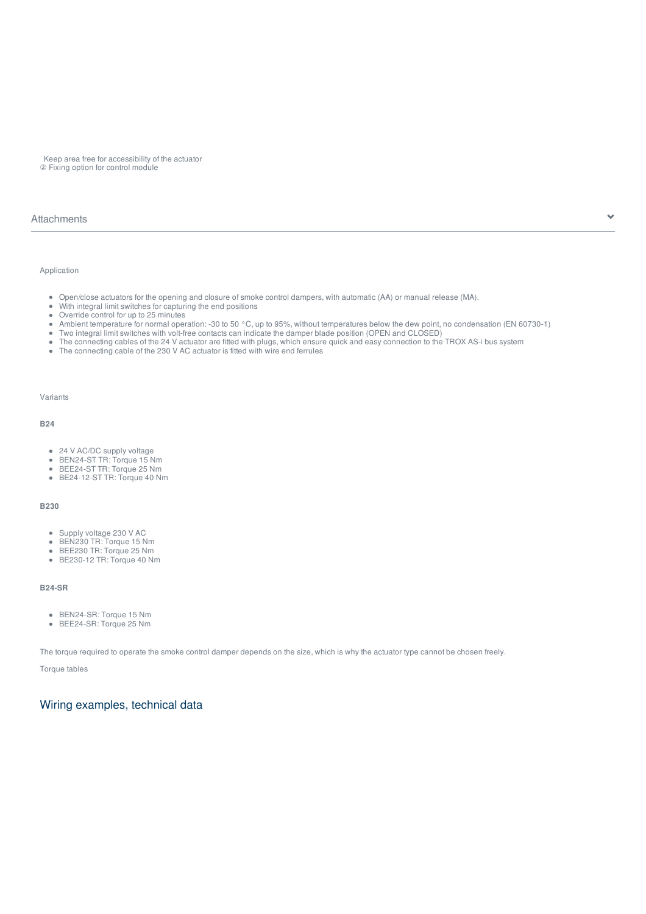Keep area free for accessibility of the actuator
② Fixing option for control module

## Attachments

Application

- Open/close actuators for the opening and closure of smoke control dampers, with automatic (AA) or manual release (MA).
- With integral limit switches for capturing the end positions
- Override control for up to 25 minutes
- Ambient temperature for normal operation: -30 to 50 °C, up to 95%, without temperatures below the dew point, no condensation (EN 60730-1)
- Two integral limit switches with volt-free contacts can indicate the damper blade position (OPEN and CLOSED)
- The connecting cables of the 24 V actuator are fitted with plugs, which ensure quick and easy connection to the TROX AS-i bus system
- The connecting cable of the 230 V AC actuator is fitted with wire end ferrules

Variants

**B24**

- 24 V AC/DC supply voltage
- BEN24-ST TR: Torque 15 Nm
- BEE24-ST TR: Torque 25 Nm
- BE24-12-ST TR: Torque 40 Nm

**B230**

- Supply voltage 230 V AC
- BEN230 TR: Torque 15 Nm
- BEE230 TR: Torque 25 Nm
- BE230-12 TR: Torque 40 Nm

**B24-SR**

- BEN24-SR: Torque 15 Nm
- BEE24-SR: Torque 25 Nm

The torque required to operate the smoke control damper depends on the size, which is why the actuator type cannot be chosen freely.

Torque tables

## Wiring examples, technical data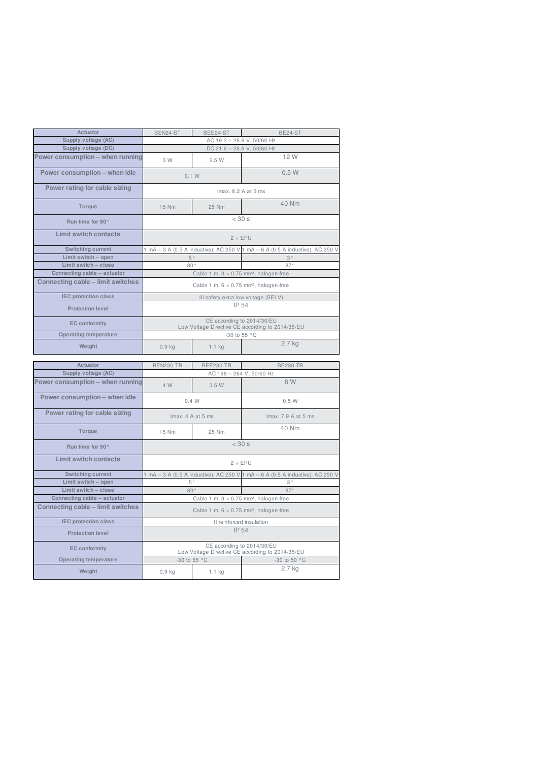| Actuator | BEN24-ST | BEE24-ST | BE24-ST |
| --- | --- | --- | --- |
| Supply voltage (AC) | AC 19.2 – 28.8 V, 50/60 Hz | | |
| Supply voltage (DC) | DC 21.6 – 28.8 V, 50/60 Hz | | |
| Power consumption – when running | 3 W | 2.5 W | 12 W |
| Power consumption – when idle | 0.1 W | | 0.5 W |
| Power rating for cable sizing | Imax. 8.2 A at 5 ms | | |
| Torque | 15 Nm | 25 Nm | 40 Nm |
| Run time for 90° | < 30 s | | |
| Limit switch contacts | 2 × EPU | | |
| Switching current | 1 mA – 3 A (0.5 A inductive), AC 250 V | | 1 mA – 6 A (0.5 A inductive), AC 250 V |
| Limit switch – open | 5° | | 3° |
| Limit switch – close | 80° | | 87° |
| Connecting cable – actuator | Cable 1 m, 3 × 0.75 mm², halogen-free | | |
| Connecting cable – limit switches | Cable 1 m, 6 × 0.75 mm², halogen-free | | |
| IEC protection class | III safety extra low voltage (SELV) | | |
| Protection level | IP 54 | | |
| EC conformity | CE according to 2014/30/EU<br>Low Voltage Directive CE according to 2014/35/EU | | |
| Operating temperature | -30 to 55 °C | | |
| Weight | 0.9 kg | 1.1 kg | 2.7 kg |

| Actuator | BEN230 TR | BEE230 TR | BE230 TR |
| --- | --- | --- | --- |
| Supply voltage (AC) | AC 198 – 264 V, 50/60 Hz | | |
| Power consumption – when running | 4 W | 3.5 W | 8 W |
| Power consumption – when idle | 0.4 W | | 0.5 W |
| Power rating for cable sizing | Imax. 4 A at 5 ms | | Imax. 7.9 A at 5 ms |
| Torque | 15 Nm | 25 Nm | 40 Nm |
| Run time for 90° | < 30 s | | |
| Limit switch contacts | 2 × EPU | | |
| Switching current | 1 mA – 3 A (0.5 A inductive), AC 250 V | | 1 mA – 6 A (0.5 A inductive), AC 250 V |
| Limit switch – open | 5° | | 3° |
| Limit switch – close | 80° | | 87° |
| Connecting cable – actuator | Cable 1 m, 3 × 0.75 mm², halogen-free | | |
| Connecting cable – limit switches | Cable 1 m, 6 × 0.75 mm², halogen-free | | |
| IEC protection class | II reinforced insulation | | |
| Protection level | IP 54 | | |
| EC conformity | CE according to 2014/30/EU<br>Low Voltage Directive CE according to 2014/35/EU | | |
| Operating temperature | -30 to 55 °C | | -30 to 50 °C |
| Weight | 0.9 kg | 1.1 kg | 2.7 kg |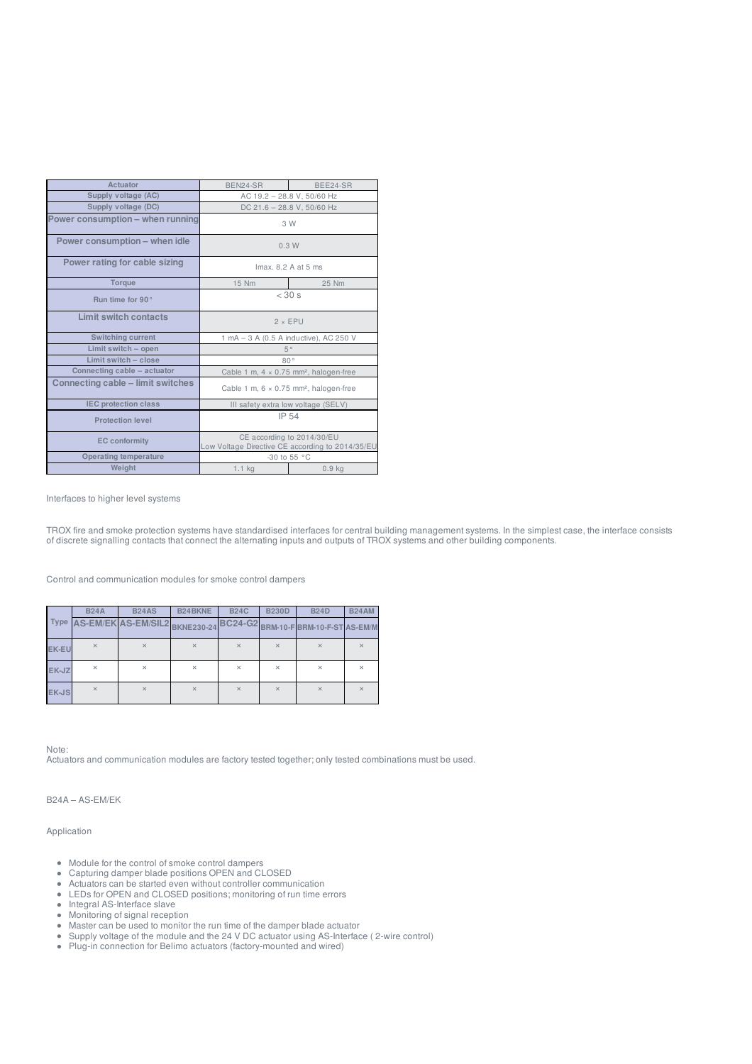| Actuator | BEN24-SR | BEE24-SR |
|---|---|---|
| Supply voltage (AC) | AC 19.2 – 28.8 V, 50/60 Hz | |
| Supply voltage (DC) | DC 21.6 – 28.8 V, 50/60 Hz | |
| Power consumption – when running | 3 W | |
| Power consumption – when idle | 0.3 W | |
| Power rating for cable sizing | Imax. 8.2 A at 5 ms | |
| Torque | 15 Nm | 25 Nm |
| Run time for 90° | < 30 s | |
| Limit switch contacts | 2 × EPU | |
| Switching current | 1 mA – 3 A (0.5 A inductive), AC 250 V | |
| Limit switch – open | 5° | |
| Limit switch – close | 80° | |
| Connecting cable – actuator | Cable 1 m, 4 × 0.75 mm², halogen-free | |
| Connecting cable – limit switches | Cable 1 m, 6 × 0.75 mm², halogen-free | |
| IEC protection class | III safety extra low voltage (SELV) | |
| Protection level | IP 54 | |
| EC conformity | CE according to 2014/30/EU<br>Low Voltage Directive CE according to 2014/35/EU | |
| Operating temperature | -30 to 55 °C | |
| Weight | 1.1 kg | 0.9 kg |

Interfaces to higher level systems

TROX fire and smoke protection systems have standardised interfaces for central building management systems. In the simplest case, the interface consists of discrete signalling contacts that connect the alternating inputs and outputs of TROX systems and other building components.

Control and communication modules for smoke control dampers

| Type | B24A<br>AS-EM/EK | B24AS<br>AS-EM/SIL2 | B24BKNE<br>BKNE230-24 | B24C<br>BC24-G2 | B230D<br>BRM-10-F | B24D<br>BRM-10-F-ST | B24AM<br>AS-EM/M |
|---|---|---|---|---|---|---|---|
| EK-EU | × | × | × | × | × | × | × |
| EK-JZ | × | × | × | × | × | × | × |
| EK-JS | × | × | × | × | × | × | × |

Note:
Actuators and communication modules are factory tested together; only tested combinations must be used.

B24A – AS-EM/EK

Application

- Module for the control of smoke control dampers
- Capturing damper blade positions OPEN and CLOSED
- Actuators can be started even without controller communication
- LEDs for OPEN and CLOSED positions; monitoring of run time errors
- Integral AS-Interface slave
- Monitoring of signal reception
- Master can be used to monitor the run time of the damper blade actuator
- Supply voltage of the module and the 24 V DC actuator using AS-Interface ( 2-wire control)
- Plug-in connection for Belimo actuators (factory-mounted and wired)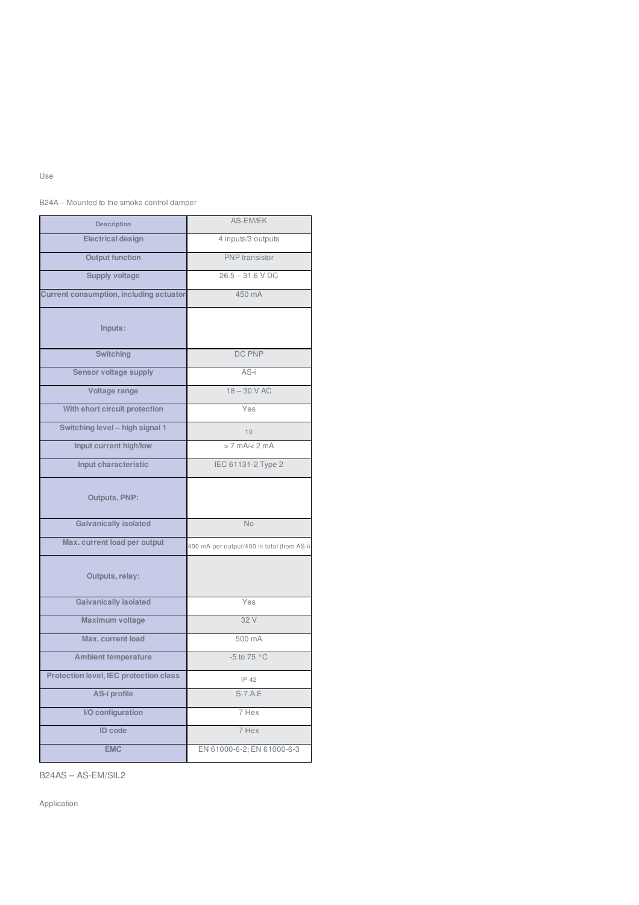Use

B24A – Mounted to the smoke control damper

| Description | AS-EM/EK |
| --- | --- |
| Electrical design | 4 inputs/3 outputs |
| Output function | PNP transistor |
| Supply voltage | 26.5 – 31.6 V DC |
| Current consumption, including actuator | 450 mA |
| Inputs: | |
| Switching | DC PNP |
| Sensor voltage supply | AS-i |
| Voltage range | 18 – 30 V AC |
| With short circuit protection | Yes |
| Switching level – high signal 1 | 10 |
| Input current high/low | > 7 mA/< 2 mA |
| Input characteristic | IEC 61131-2 Type 2 |
| Outputs, PNP: | |
| Galvanically isolated | No |
| Max. current load per output | 400 mA per output/400 in total (from AS-i) |
| Outputs, relay: | |
| Galvanically isolated | Yes |
| Maximum voltage | 32 V |
| Max. current load | 500 mA |
| Ambient temperature | -5 to 75 °C |
| Protection level, IEC protection class | IP 42 |
| AS-i profile | S-7.A.E |
| I/O configuration | 7 Hex |
| ID code | 7 Hex |
| EMC | EN 61000-6-2; EN 61000-6-3 |

B24AS – AS-EM/SIL2

Application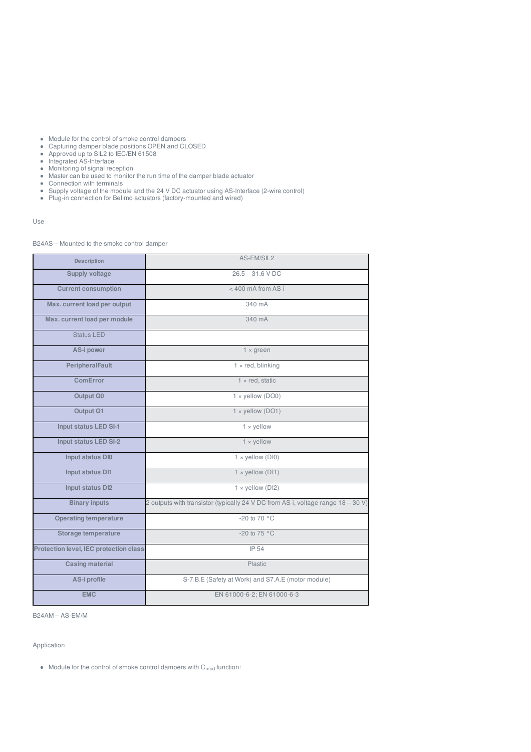- Module for the control of smoke control dampers
- Capturing damper blade positions OPEN and CLOSED
- Approved up to SIL2 to IEC/EN 61508
- Integrated AS-Interface
- Monitoring of signal reception
- Master can be used to monitor the run time of the damper blade actuator
- Connection with terminals
- Supply voltage of the module and the 24 V DC actuator using AS-Interface (2-wire control)
- Plug-in connection for Belimo actuators (factory-mounted and wired)

Use

B24AS – Mounted to the smoke control damper

| Description | AS-EM/SIL2 |
|---|---|
| **Supply voltage** | 26.5 – 31.6 V DC |
| **Current consumption** | < 400 mA from AS-i |
| **Max. current load per output** | 340 mA |
| **Max. current load per module** | 340 mA |
| Status LED | |
| **AS-i power** | 1 × green |
| **PeripheralFault** | 1 × red, blinking |
| **ComError** | 1 × red, static |
| **Output Q0** | 1 × yellow (DO0) |
| **Output Q1** | 1 × yellow (DO1) |
| **Input status LED SI-1** | 1 × yellow |
| **Input status LED SI-2** | 1 × yellow |
| **Input status DI0** | 1 × yellow (DI0) |
| **Input status DI1** | 1 × yellow (DI1) |
| **Input status DI2** | 1 × yellow (DI2) |
| **Binary inputs** | 2 outputs with transistor (typically 24 V DC from AS-i, voltage range 18 – 30 V) |
| **Operating temperature** | -20 to 70 °C |
| **Storage temperature** | -20 to 75 °C |
| **Protection level, IEC protection class** | IP 54 |
| **Casing material** | Plastic |
| **AS-i profile** | S-7.B.E (Safety at Work) and S7.A.E (motor module) |
| **EMC** | EN 61000-6-2; EN 61000-6-3 |

B24AM – AS-EM/M

Application

- Module for the control of smoke control dampers with $C_{mod}$ function: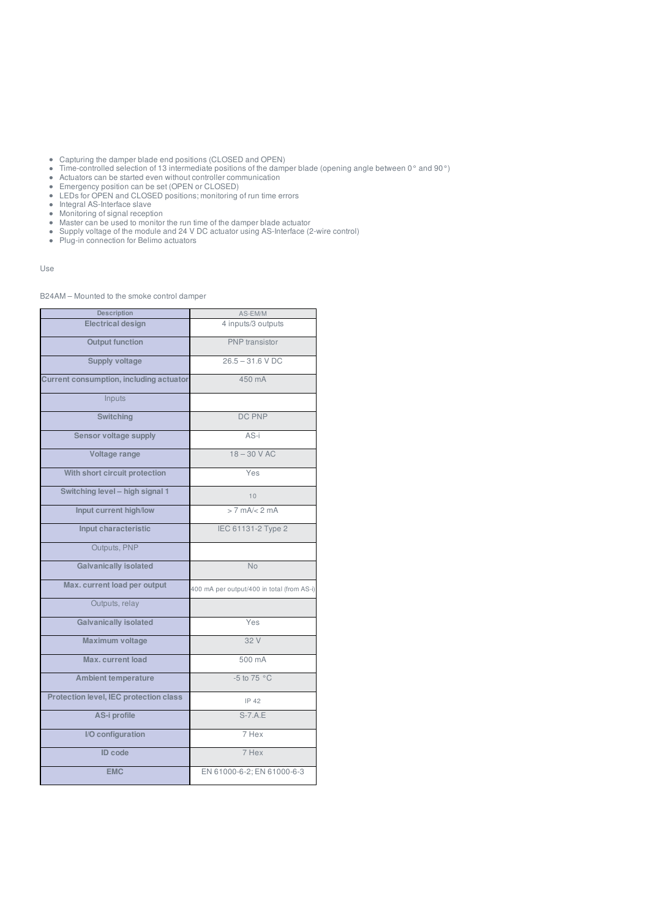- Capturing the damper blade end positions (CLOSED and OPEN)
- Time-controlled selection of 13 intermediate positions of the damper blade (opening angle between 0° and 90°)
- Actuators can be started even without controller communication
- Emergency position can be set (OPEN or CLOSED)
- LEDs for OPEN and CLOSED positions; monitoring of run time errors
- Integral AS-Interface slave
- Monitoring of signal reception
- Master can be used to monitor the run time of the damper blade actuator
- Supply voltage of the module and 24 V DC actuator using AS-Interface (2-wire control)
- Plug-in connection for Belimo actuators

Use

B24AM – Mounted to the smoke control damper

| Description | AS-EM/M |
| --- | --- |
| **Electrical design** | 4 inputs/3 outputs |
| **Output function** | PNP transistor |
| **Supply voltage** | 26.5 – 31.6 V DC |
| **Current consumption, including actuator** | 450 mA |
| Inputs | |
| **Switching** | DC PNP |
| **Sensor voltage supply** | AS-i |
| **Voltage range** | 18 – 30 V AC |
| **With short circuit protection** | Yes |
| **Switching level – high signal 1** | 10 |
| **Input current high/low** | > 7 mA/< 2 mA |
| **Input characteristic** | IEC 61131-2 Type 2 |
| Outputs, PNP | |
| **Galvanically isolated** | No |
| **Max. current load per output** | 400 mA per output/400 in total (from AS-i) |
| Outputs, relay | |
| **Galvanically isolated** | Yes |
| **Maximum voltage** | 32 V |
| **Max. current load** | 500 mA |
| **Ambient temperature** | -5 to 75 °C |
| **Protection level, IEC protection class** | IP 42 |
| **AS-i profile** | S-7.A.E |
| **I/O configuration** | 7 Hex |
| **ID code** | 7 Hex |
| **EMC** | EN 61000-6-2; EN 61000-6-3 |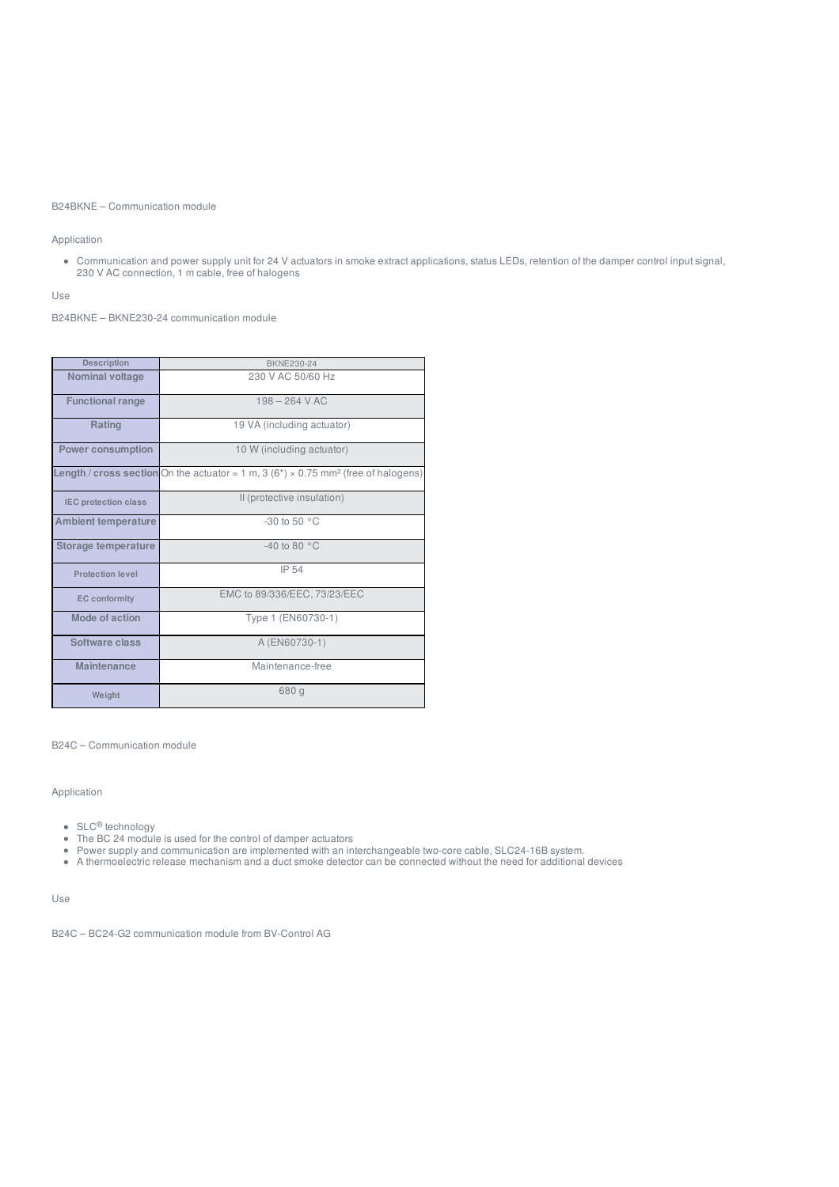B24BKNE – Communication module

Application

- Communication and power supply unit for 24 V actuators in smoke extract applications, status LEDs, retention of the damper control input signal, 230 V AC connection, 1 m cable, free of halogens

Use

B24BKNE – BKNE230-24 communication module

| Description | BKNE230-24 |
|---|---|
| Nominal voltage | 230 V AC 50/60 Hz |
| Functional range | 198 – 264 V AC |
| Rating | 19 VA (including actuator) |
| Power consumption | 10 W (including actuator) |
| Length / cross section | On the actuator = 1 m, 3 (6*) × 0.75 mm² (free of halogens) |
| IEC protection class | II (protective insulation) |
| Ambient temperature | -30 to 50 °C |
| Storage temperature | -40 to 80 °C |
| Protection level | IP 54 |
| EC conformity | EMC to 89/336/EEC, 73/23/EEC |
| Mode of action | Type 1 (EN60730-1) |
| Software class | A (EN60730-1) |
| Maintenance | Maintenance-free |
| Weight | 680 g |

B24C – Communication module

Application

- SLC® technology
- The BC 24 module is used for the control of damper actuators
- Power supply and communication are implemented with an interchangeable two-core cable, SLC24-16B system.
- A thermoelectric release mechanism and a duct smoke detector can be connected without the need for additional devices

Use

B24C – BC24-G2 communication module from BV-Control AG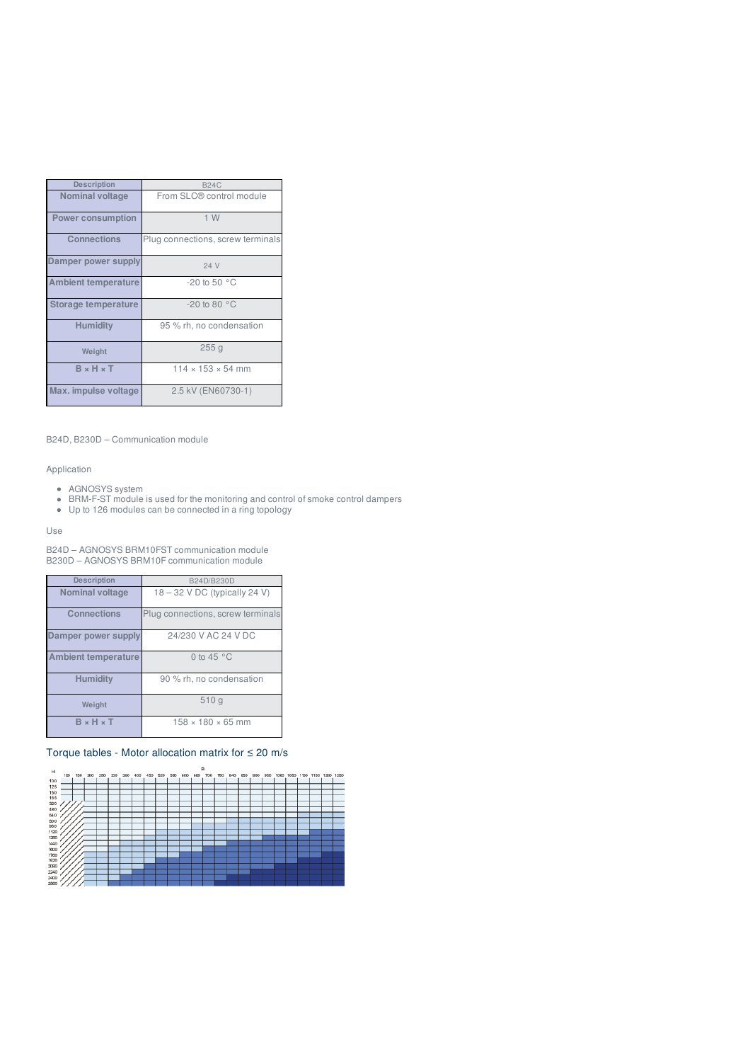| Description | B24C |
| --- | --- |
| Nominal voltage | From SLC® control module |
| Power consumption | 1 W |
| Connections | Plug connections, screw terminals |
| Damper power supply | 24 V |
| Ambient temperature | -20 to 50 °C |
| Storage temperature | -20 to 80 °C |
| Humidity | 95 % rh, no condensation |
| Weight | 255 g |
| B × H × T | 114 × 153 × 54 mm |
| Max. impulse voltage | 2.5 kV (EN60730-1) |

B24D, B230D – Communication module

Application

- AGNOSYS system
- BRM-F-ST module is used for the monitoring and control of smoke control dampers
- Up to 126 modules can be connected in a ring topology

Use

B24D – AGNOSYS BRM10FST communication module
B230D – AGNOSYS BRM10F communication module

| Description | B24D/B230D |
| --- | --- |
| Nominal voltage | 18 – 32 V DC (typically 24 V) |
| Connections | Plug connections, screw terminals |
| Damper power supply | 24/230 V AC 24 V DC |
| Ambient temperature | 0 to 45 °C |
| Humidity | 90 % rh, no condensation |
| Weight | 510 g |
| B × H × T | 158 × 180 × 65 mm |

## Torque tables - Motor allocation matrix for ≤ 20 m/s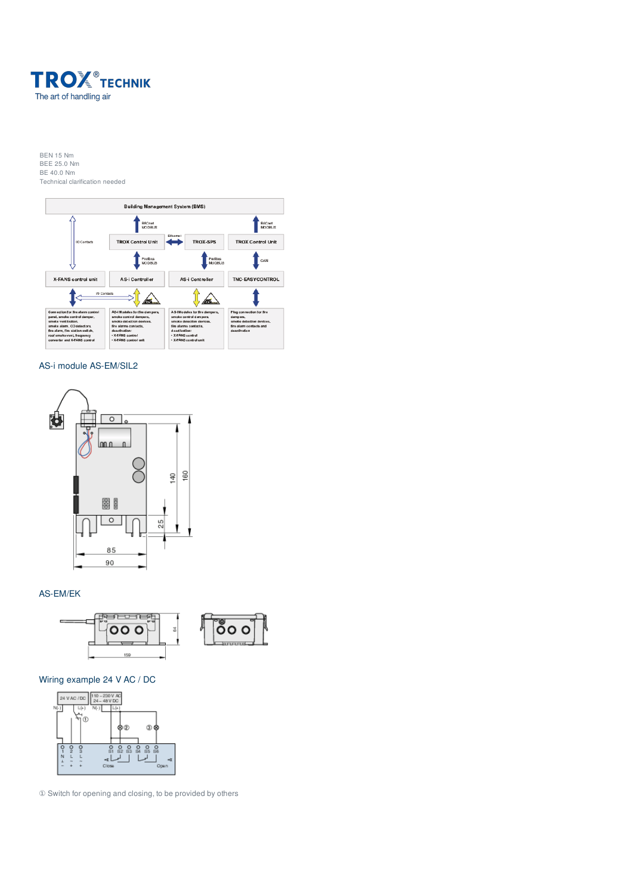BEN 15 Nm
BEE 25.0 Nm
BE 40.0 Nm
Technical clarification needed

## AS-i module AS-EM/SIL2

## AS-EM/EK

## Wiring example 24 V AC / DC

① Switch for opening and closing, to be provided by others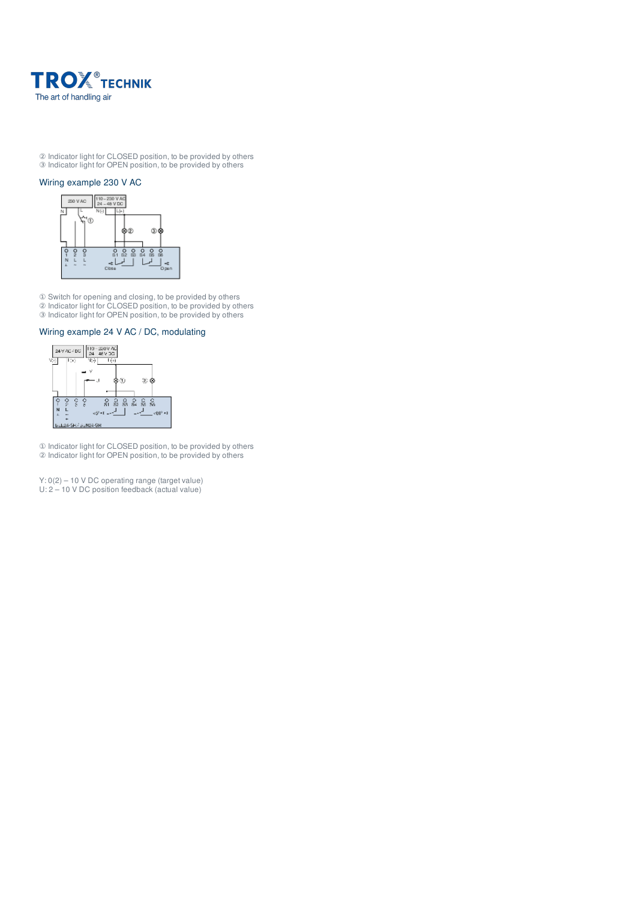② Indicator light for CLOSED position, to be provided by others
③ Indicator light for OPEN position, to be provided by others

## Wiring example 230 V AC

230 V AC
110 – 230 V AC
24 – 48 V DC
N
L
N(-)
L(+)
①
②
③
1 2 3
N L L
S1 S2 S3 S4 S5 S6
Close
Open

① Switch for opening and closing, to be provided by others
② Indicator light for CLOSED position, to be provided by others
③ Indicator light for OPEN position, to be provided by others

## Wiring example 24 V AC / DC, modulating

24 V AC / DC
110 – 230 V AC
24 – 48 V DC
①
②
Y
U
N L
S1 S2 S3 S4 S5 S6

① Indicator light for CLOSED position, to be provided by others
② Indicator light for OPEN position, to be provided by others

Y: 0(2) – 10 V DC operating range (target value)
U: 2 – 10 V DC position feedback (actual value)